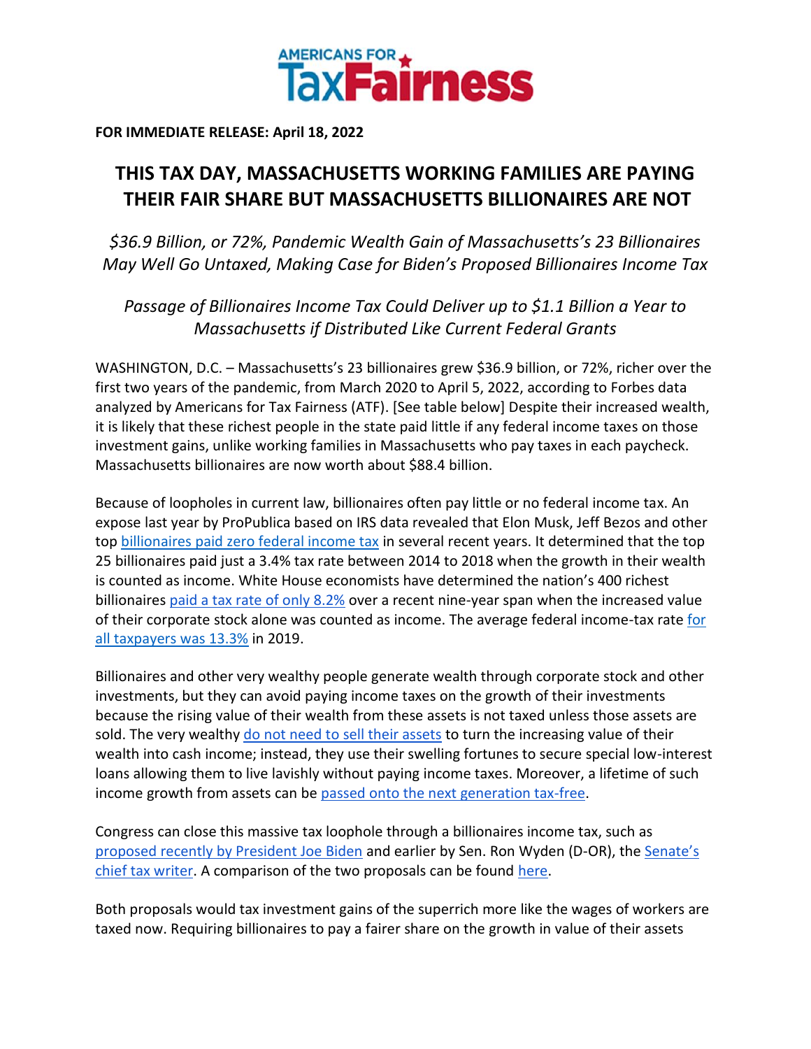**AMERICANS FOR TaxFairness**

**FOR IMMEDIATE RELEASE: April 18, 2022**

# THIS TAX DAY, MASSACHUSETTS WORKING FAMILIES ARE PAYING THEIR FAIR SHARE BUT MASSACHUSETTS BILLIONAIRES ARE NOT

*$36.9 Billion, or 72%, Pandemic Wealth Gain of Massachusetts's 23 Billionaires May Well Go Untaxed, Making Case for Biden's Proposed Billionaires Income Tax*

*Passage of Billionaires Income Tax Could Deliver up to $1.1 Billion a Year to Massachusetts if Distributed Like Current Federal Grants*

WASHINGTON, D.C. – Massachusetts's 23 billionaires grew $36.9 billion, or 72%, richer over the first two years of the pandemic, from March 2020 to April 5, 2022, according to Forbes data analyzed by Americans for Tax Fairness (ATF). [See table below] Despite their increased wealth, it is likely that these richest people in the state paid little if any federal income taxes on those investment gains, unlike working families in Massachusetts who pay taxes in each paycheck. Massachusetts billionaires are now worth about $88.4 billion.

Because of loopholes in current law, billionaires often pay little or no federal income tax. An expose last year by ProPublica based on IRS data revealed that Elon Musk, Jeff Bezos and other top billionaires paid zero federal income tax in several recent years. It determined that the top 25 billionaires paid just a 3.4% tax rate between 2014 to 2018 when the growth in their wealth is counted as income. White House economists have determined the nation's 400 richest billionaires paid a tax rate of only 8.2% over a recent nine-year span when the increased value of their corporate stock alone was counted as income. The average federal income-tax rate for all taxpayers was 13.3% in 2019.

Billionaires and other very wealthy people generate wealth through corporate stock and other investments, but they can avoid paying income taxes on the growth of their investments because the rising value of their wealth from these assets is not taxed unless those assets are sold. The very wealthy do not need to sell their assets to turn the increasing value of their wealth into cash income; instead, they use their swelling fortunes to secure special low-interest loans allowing them to live lavishly without paying income taxes. Moreover, a lifetime of such income growth from assets can be passed onto the next generation tax-free.

Congress can close this massive tax loophole through a billionaires income tax, such as proposed recently by President Joe Biden and earlier by Sen. Ron Wyden (D-OR), the Senate's chief tax writer. A comparison of the two proposals can be found here.

Both proposals would tax investment gains of the superrich more like the wages of workers are taxed now. Requiring billionaires to pay a fairer share on the growth in value of their assets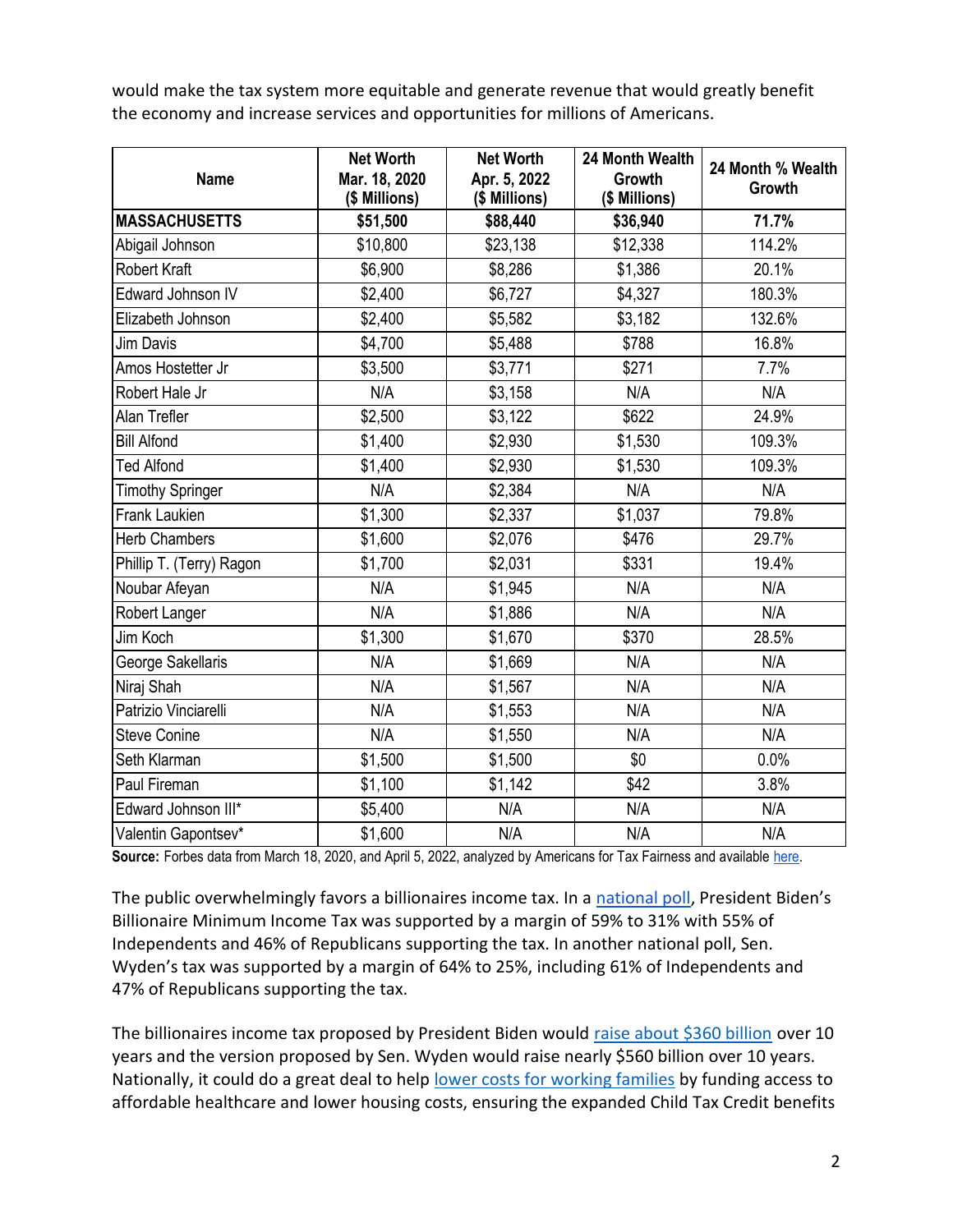would make the tax system more equitable and generate revenue that would greatly benefit the economy and increase services and opportunities for millions of Americans.

| Name | Net Worth Mar. 18, 2020 ($ Millions) | Net Worth Apr. 5, 2022 ($ Millions) | 24 Month Wealth Growth ($ Millions) | 24 Month % Wealth Growth |
|---|---|---|---|---|
| **MASSACHUSETTS** | **$51,500** | **$88,440** | **$36,940** | **71.7%** |
| Abigail Johnson | $10,800 | $23,138 | $12,338 | 114.2% |
| Robert Kraft | $6,900 | $8,286 | $1,386 | 20.1% |
| Edward Johnson IV | $2,400 | $6,727 | $4,327 | 180.3% |
| Elizabeth Johnson | $2,400 | $5,582 | $3,182 | 132.6% |
| Jim Davis | $4,700 | $5,488 | $788 | 16.8% |
| Amos Hostetter Jr | $3,500 | $3,771 | $271 | 7.7% |
| Robert Hale Jr | N/A | $3,158 | N/A | N/A |
| Alan Trefler | $2,500 | $3,122 | $622 | 24.9% |
| Bill Alfond | $1,400 | $2,930 | $1,530 | 109.3% |
| Ted Alfond | $1,400 | $2,930 | $1,530 | 109.3% |
| Timothy Springer | N/A | $2,384 | N/A | N/A |
| Frank Laukien | $1,300 | $2,337 | $1,037 | 79.8% |
| Herb Chambers | $1,600 | $2,076 | $476 | 29.7% |
| Phillip T. (Terry) Ragon | $1,700 | $2,031 | $331 | 19.4% |
| Noubar Afeyan | N/A | $1,945 | N/A | N/A |
| Robert Langer | N/A | $1,886 | N/A | N/A |
| Jim Koch | $1,300 | $1,670 | $370 | 28.5% |
| George Sakellaris | N/A | $1,669 | N/A | N/A |
| Niraj Shah | N/A | $1,567 | N/A | N/A |
| Patrizio Vinciarelli | N/A | $1,553 | N/A | N/A |
| Steve Conine | N/A | $1,550 | N/A | N/A |
| Seth Klarman | $1,500 | $1,500 | $0 | 0.0% |
| Paul Fireman | $1,100 | $1,142 | $42 | 3.8% |
| Edward Johnson III* | $5,400 | N/A | N/A | N/A |
| Valentin Gapontsev* | $1,600 | N/A | N/A | N/A |

**Source:** Forbes data from March 18, 2020, and April 5, 2022, analyzed by Americans for Tax Fairness and available here.

The public overwhelmingly favors a billionaires income tax. In a national poll, President Biden's Billionaire Minimum Income Tax was supported by a margin of 59% to 31% with 55% of Independents and 46% of Republicans supporting the tax. In another national poll, Sen. Wyden's tax was supported by a margin of 64% to 25%, including 61% of Independents and 47% of Republicans supporting the tax.

The billionaires income tax proposed by President Biden would raise about $360 billion over 10 years and the version proposed by Sen. Wyden would raise nearly $560 billion over 10 years. Nationally, it could do a great deal to help lower costs for working families by funding access to affordable healthcare and lower housing costs, ensuring the expanded Child Tax Credit benefits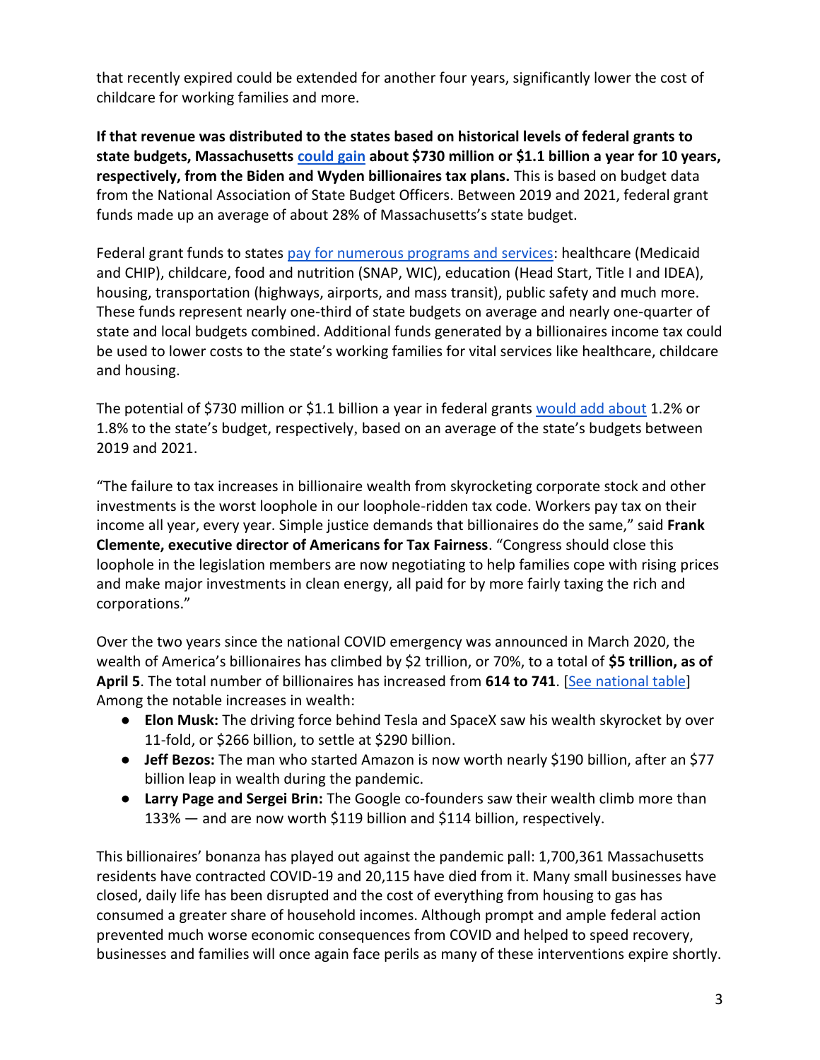that recently expired could be extended for another four years, significantly lower the cost of childcare for working families and more.

**If that revenue was distributed to the states based on historical levels of federal grants to state budgets, Massachusetts could gain about $730 million or $1.1 billion a year for 10 years, respectively, from the Biden and Wyden billionaires tax plans.** This is based on budget data from the National Association of State Budget Officers. Between 2019 and 2021, federal grant funds made up an average of about 28% of Massachusetts's state budget.

Federal grant funds to states pay for numerous programs and services: healthcare (Medicaid and CHIP), childcare, food and nutrition (SNAP, WIC), education (Head Start, Title I and IDEA), housing, transportation (highways, airports, and mass transit), public safety and much more. These funds represent nearly one-third of state budgets on average and nearly one-quarter of state and local budgets combined. Additional funds generated by a billionaires income tax could be used to lower costs to the state's working families for vital services like healthcare, childcare and housing.

The potential of $730 million or $1.1 billion a year in federal grants would add about 1.2% or 1.8% to the state's budget, respectively, based on an average of the state's budgets between 2019 and 2021.

"The failure to tax increases in billionaire wealth from skyrocketing corporate stock and other investments is the worst loophole in our loophole-ridden tax code. Workers pay tax on their income all year, every year. Simple justice demands that billionaires do the same," said **Frank Clemente, executive director of Americans for Tax Fairness**. "Congress should close this loophole in the legislation members are now negotiating to help families cope with rising prices and make major investments in clean energy, all paid for by more fairly taxing the rich and corporations."

Over the two years since the national COVID emergency was announced in March 2020, the wealth of America's billionaires has climbed by $2 trillion, or 70%, to a total of **$5 trillion, as of April 5**. The total number of billionaires has increased from **614 to 741**. [See national table] Among the notable increases in wealth:

- **Elon Musk:** The driving force behind Tesla and SpaceX saw his wealth skyrocket by over 11-fold, or $266 billion, to settle at $290 billion.
- **Jeff Bezos:** The man who started Amazon is now worth nearly $190 billion, after an $77 billion leap in wealth during the pandemic.
- **Larry Page and Sergei Brin:** The Google co-founders saw their wealth climb more than 133% — and are now worth $119 billion and $114 billion, respectively.

This billionaires' bonanza has played out against the pandemic pall: 1,700,361 Massachusetts residents have contracted COVID-19 and 20,115 have died from it. Many small businesses have closed, daily life has been disrupted and the cost of everything from housing to gas has consumed a greater share of household incomes. Although prompt and ample federal action prevented much worse economic consequences from COVID and helped to speed recovery, businesses and families will once again face perils as many of these interventions expire shortly.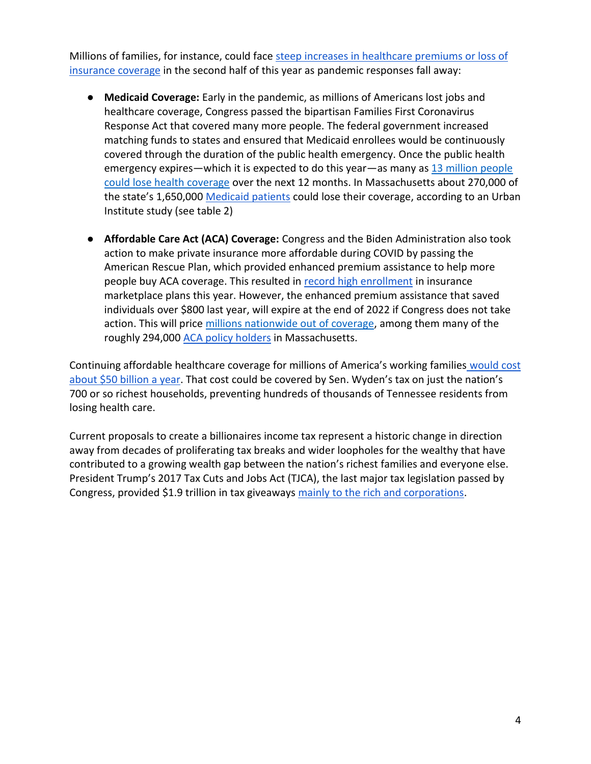Millions of families, for instance, could face steep increases in healthcare premiums or loss of insurance coverage in the second half of this year as pandemic responses fall away:

- **Medicaid Coverage:** Early in the pandemic, as millions of Americans lost jobs and healthcare coverage, Congress passed the bipartisan Families First Coronavirus Response Act that covered many more people. The federal government increased matching funds to states and ensured that Medicaid enrollees would be continuously covered through the duration of the public health emergency. Once the public health emergency expires—which it is expected to do this year—as many as 13 million people could lose health coverage over the next 12 months. In Massachusetts about 270,000 of the state's 1,650,000 Medicaid patients could lose their coverage, according to an Urban Institute study (see table 2)

- **Affordable Care Act (ACA) Coverage:** Congress and the Biden Administration also took action to make private insurance more affordable during COVID by passing the American Rescue Plan, which provided enhanced premium assistance to help more people buy ACA coverage. This resulted in record high enrollment in insurance marketplace plans this year. However, the enhanced premium assistance that saved individuals over $800 last year, will expire at the end of 2022 if Congress does not take action. This will price millions nationwide out of coverage, among them many of the roughly 294,000 ACA policy holders in Massachusetts.

Continuing affordable healthcare coverage for millions of America's working families would cost about $50 billion a year. That cost could be covered by Sen. Wyden's tax on just the nation's 700 or so richest households, preventing hundreds of thousands of Tennessee residents from losing health care.

Current proposals to create a billionaires income tax represent a historic change in direction away from decades of proliferating tax breaks and wider loopholes for the wealthy that have contributed to a growing wealth gap between the nation's richest families and everyone else. President Trump's 2017 Tax Cuts and Jobs Act (TJCA), the last major tax legislation passed by Congress, provided $1.9 trillion in tax giveaways mainly to the rich and corporations.